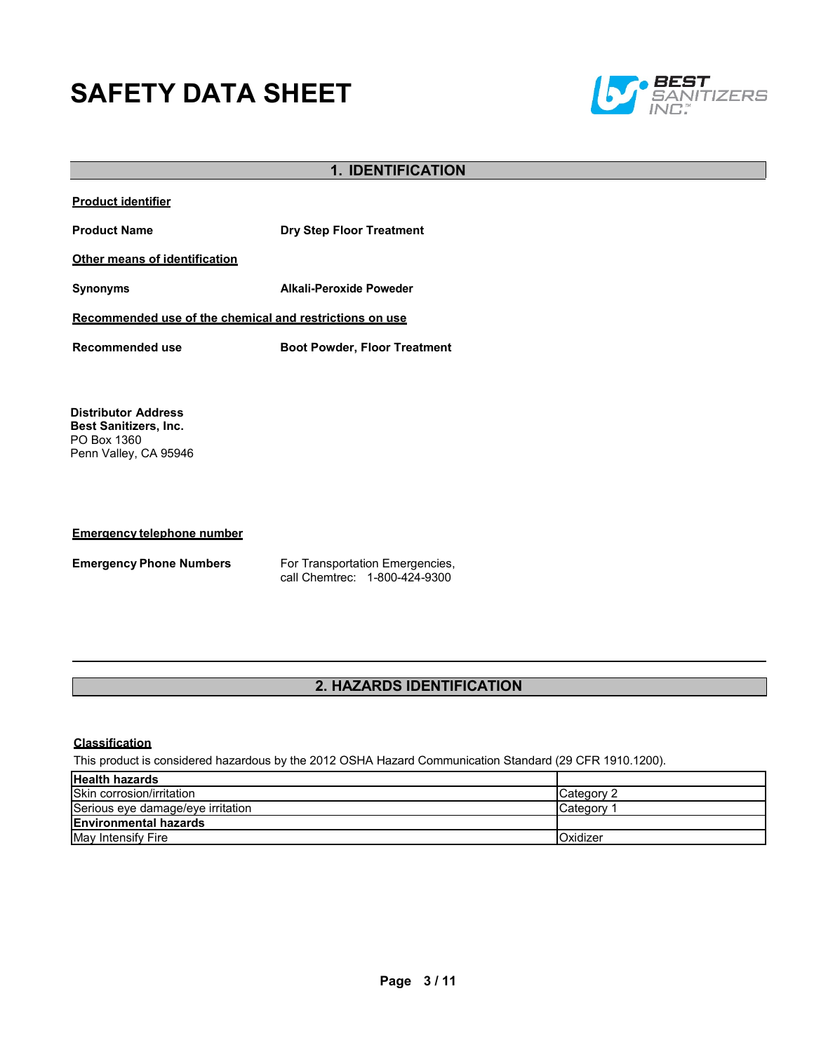# SAFETY DATA SHEET

## 1. IDENTIFICATION

**Product identifier**

**Product Name** Dry Step Floor Treatment

**Other means of identification**

**Synonyms** Alkali-Peroxide Poweder

**Recommended use of the chemical and restrictions on use**

**Recommended use** Boot Powder, Floor Treatment

**Distributor Address**
**Best Sanitizers, Inc.**
PO Box 1360
Penn Valley, CA 95946

**Emergency telephone number**

**Emergency Phone Numbers** For Transportation Emergencies, call Chemtrec: 1-800-424-9300

## 2. HAZARDS IDENTIFICATION

**Classification**

This product is considered hazardous by the 2012 OSHA Hazard Communication Standard (29 CFR 1910.1200).

| **Health hazards** | |
|---|---|
| Skin corrosion/irritation | Category 2 |
| Serious eye damage/eye irritation | Category 1 |
| **Environmental hazards** | |
| May Intensify Fire | Oxidizer |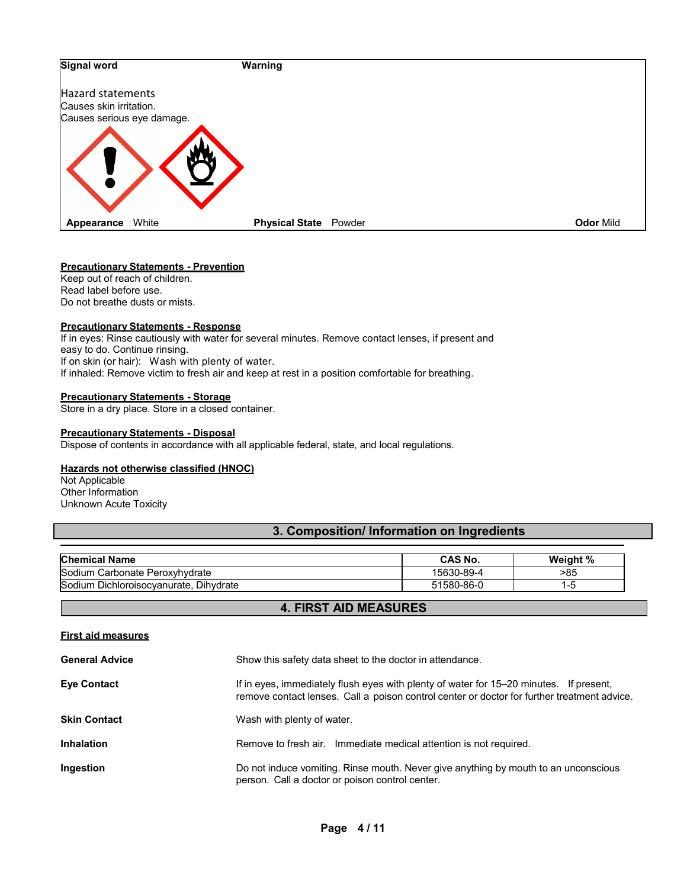| | |
|---|---|
| **Signal word** | **Warning** |

Hazard statements
Causes skin irritation.
Causes serious eye damage.

**Appearance** White **Physical State** Powder **Odor** Mild

**Precautionary Statements - Prevention**
Keep out of reach of children.
Read label before use.
Do not breathe dusts or mists.

**Precautionary Statements - Response**
If in eyes: Rinse cautiously with water for several minutes. Remove contact lenses, if present and easy to do. Continue rinsing.
If on skin (or hair): Wash with plenty of water.
If inhaled: Remove victim to fresh air and keep at rest in a position comfortable for breathing.

**Precautionary Statements - Storage**
Store in a dry place. Store in a closed container.

**Precautionary Statements - Disposal**
Dispose of contents in accordance with all applicable federal, state, and local regulations.

**Hazards not otherwise classified (HNOC)**
Not Applicable
Other Information
Unknown Acute Toxicity

## 3. Composition/ Information on Ingredients

| Chemical Name | CAS No. | Weight % |
|---|---|---|
| Sodium Carbonate Peroxyhydrate | 15630-89-4 | >85 |
| Sodium Dichloroisocyanurate, Dihydrate | 51580-86-0 | 1-5 |

## 4. FIRST AID MEASURES

**First aid measures**

**General Advice** Show this safety data sheet to the doctor in attendance.

**Eye Contact** If in eyes, immediately flush eyes with plenty of water for 15–20 minutes. If present, remove contact lenses. Call a poison control center or doctor for further treatment advice.

**Skin Contact** Wash with plenty of water.

**Inhalation** Remove to fresh air. Immediate medical attention is not required.

**Ingestion** Do not induce vomiting. Rinse mouth. Never give anything by mouth to an unconscious person. Call a doctor or poison control center.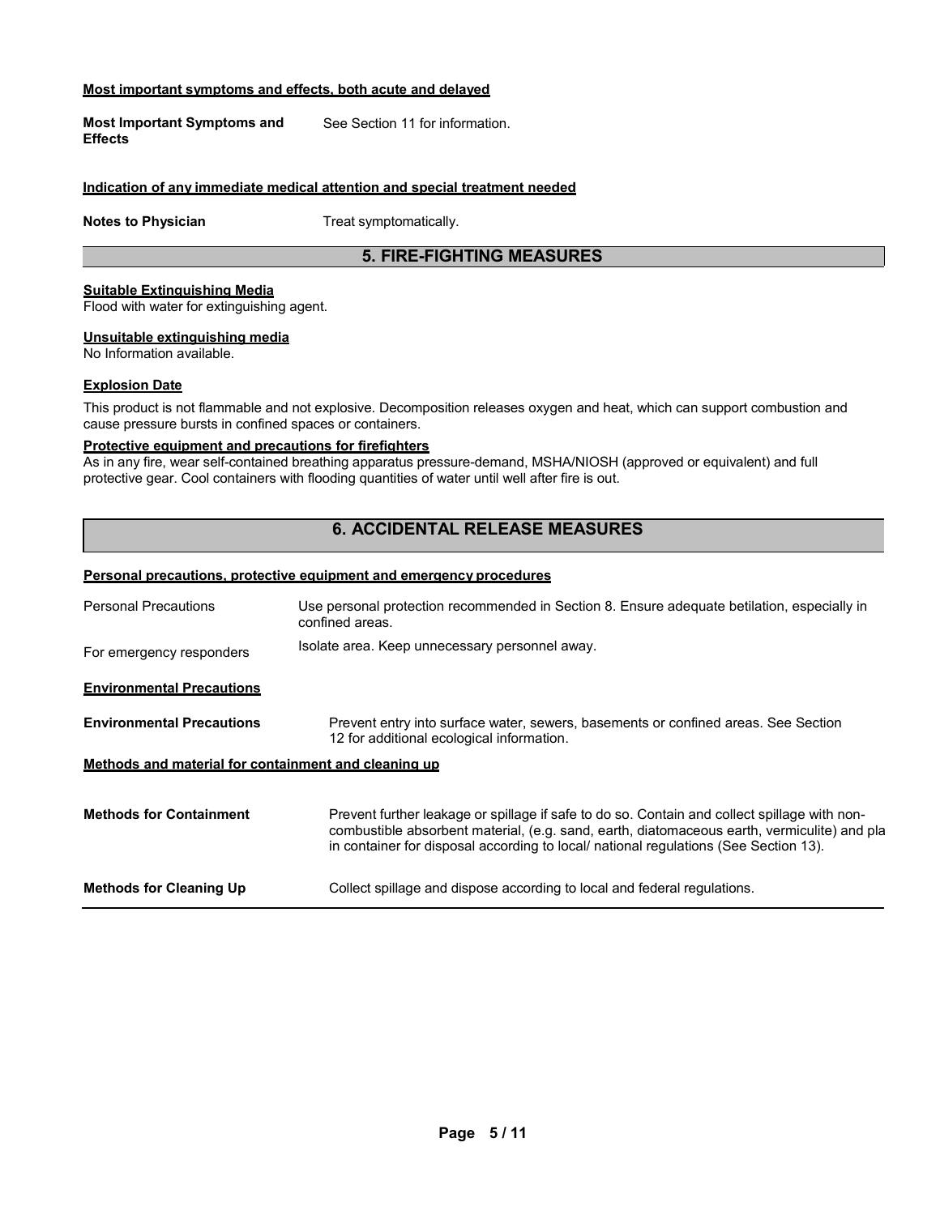**Most important symptoms and effects, both acute and delayed**

| | |
|---|---|
| **Most Important Symptoms and Effects** | See Section 11 for information. |

**Indication of any immediate medical attention and special treatment needed**

| | |
|---|---|
| **Notes to Physician** | Treat symptomatically. |

## 5. FIRE-FIGHTING MEASURES

**Suitable Extinguishing Media**

Flood with water for extinguishing agent.

**Unsuitable extinguishing media**

No Information available.

**Explosion Date**

This product is not flammable and not explosive. Decomposition releases oxygen and heat, which can support combustion and cause pressure bursts in confined spaces or containers.

**Protective equipment and precautions for firefighters**

As in any fire, wear self-contained breathing apparatus pressure-demand, MSHA/NIOSH (approved or equivalent) and full protective gear. Cool containers with flooding quantities of water until well after fire is out.

## 6. ACCIDENTAL RELEASE MEASURES

**Personal precautions, protective equipment and emergency procedures**

| | |
|---|---|
| Personal Precautions | Use personal protection recommended in Section 8. Ensure adequate betilation, especially in confined areas. |
| For emergency responders | Isolate area. Keep unnecessary personnel away. |

**Environmental Precautions**

| | |
|---|---|
| **Environmental Precautions** | Prevent entry into surface water, sewers, basements or confined areas. See Section 12 for additional ecological information. |

**Methods and material for containment and cleaning up**

| | |
|---|---|
| **Methods for Containment** | Prevent further leakage or spillage if safe to do so. Contain and collect spillage with non-combustible absorbent material, (e.g. sand, earth, diatomaceous earth, vermiculite) and pla in container for disposal according to local/ national regulations (See Section 13). |
| **Methods for Cleaning Up** | Collect spillage and dispose according to local and federal regulations. |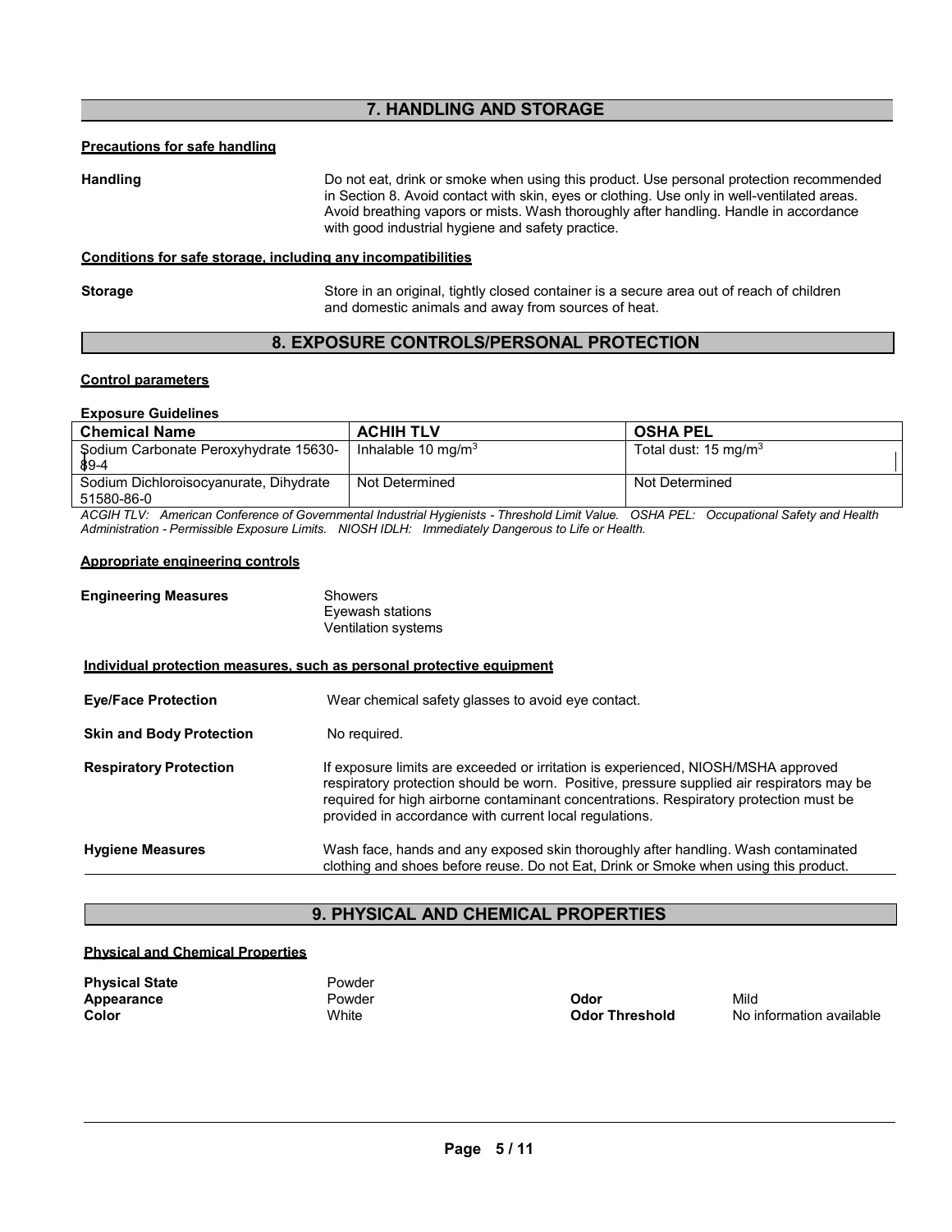## 7. HANDLING AND STORAGE

**Precautions for safe handling**

**Handling** Do not eat, drink or smoke when using this product. Use personal protection recommended in Section 8. Avoid contact with skin, eyes or clothing. Use only in well-ventilated areas. Avoid breathing vapors or mists. Wash thoroughly after handling. Handle in accordance with good industrial hygiene and safety practice.

**Conditions for safe storage, including any incompatibilities**

**Storage** Store in an original, tightly closed container is a secure area out of reach of children and domestic animals and away from sources of heat.

## 8. EXPOSURE CONTROLS/PERSONAL PROTECTION

**Control parameters**

**Exposure Guidelines**

| Chemical Name | ACHIH TLV | OSHA PEL |
|---|---|---|
| Sodium Carbonate Peroxyhydrate 15630-89-4 | Inhalable 10 mg/m$^3$ | Total dust: 15 mg/m$^3$ |
| Sodium Dichloroisocyanurate, Dihydrate 51580-86-0 | Not Determined | Not Determined |

*ACGIH TLV: American Conference of Governmental Industrial Hygienists - Threshold Limit Value. OSHA PEL: Occupational Safety and Health Administration - Permissible Exposure Limits. NIOSH IDLH: Immediately Dangerous to Life or Health.*

**Appropriate engineering controls**

**Engineering Measures**
Showers
Eyewash stations
Ventilation systems

**Individual protection measures, such as personal protective equipment**

**Eye/Face Protection** Wear chemical safety glasses to avoid eye contact.

**Skin and Body Protection** No required.

**Respiratory Protection** If exposure limits are exceeded or irritation is experienced, NIOSH/MSHA approved respiratory protection should be worn. Positive, pressure supplied air respirators may be required for high airborne contaminant concentrations. Respiratory protection must be provided in accordance with current local regulations.

**Hygiene Measures** Wash face, hands and any exposed skin thoroughly after handling. Wash contaminated clothing and shoes before reuse. Do not Eat, Drink or Smoke when using this product.

## 9. PHYSICAL AND CHEMICAL PROPERTIES

**Physical and Chemical Properties**

**Physical State** Powder
**Appearance** Powder
**Color** White
**Odor** Mild
**Odor Threshold** No information available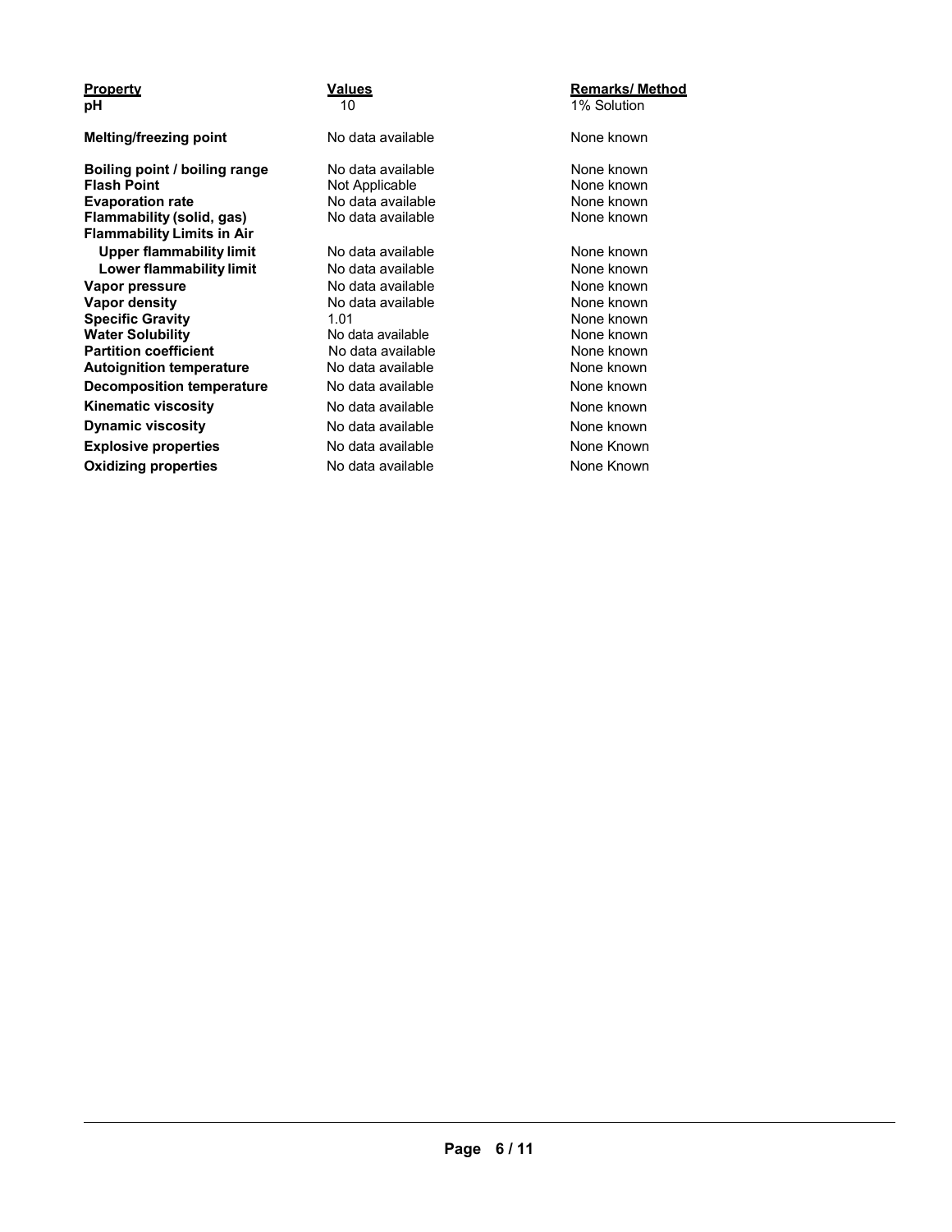| Property | Values | Remarks/ Method |
| --- | --- | --- |
| **pH** | 10 | 1% Solution |
| **Melting/freezing point** | No data available | None known |
| **Boiling point / boiling range** | No data available | None known |
| **Flash Point** | Not Applicable | None known |
| **Evaporation rate** | No data available | None known |
| **Flammability (solid, gas)** | No data available | None known |
| **Flammability Limits in Air** | | |
| **Upper flammability limit** | No data available | None known |
| **Lower flammability limit** | No data available | None known |
| **Vapor pressure** | No data available | None known |
| **Vapor density** | No data available | None known |
| **Specific Gravity** | 1.01 | None known |
| **Water Solubility** | No data available | None known |
| **Partition coefficient** | No data available | None known |
| **Autoignition temperature** | No data available | None known |
| **Decomposition temperature** | No data available | None known |
| **Kinematic viscosity** | No data available | None known |
| **Dynamic viscosity** | No data available | None known |
| **Explosive properties** | No data available | None Known |
| **Oxidizing properties** | No data available | None Known |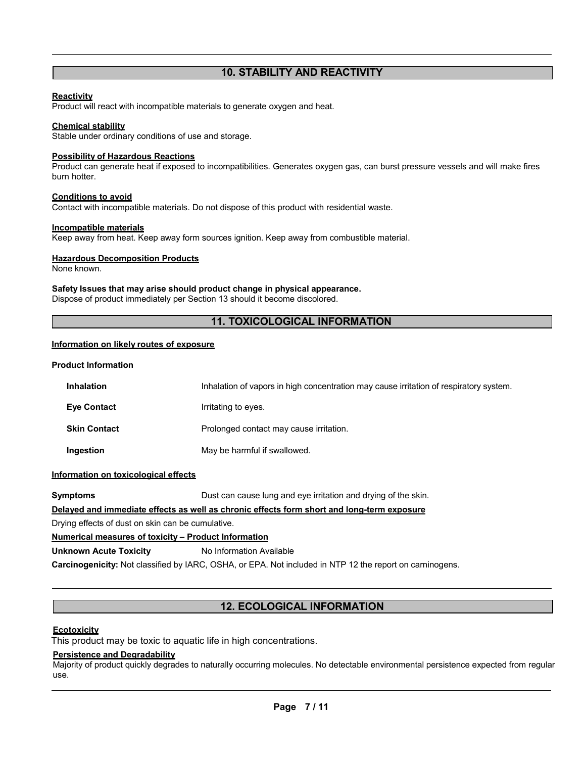## 10. STABILITY AND REACTIVITY

**Reactivity**
Product will react with incompatible materials to generate oxygen and heat.

**Chemical stability**
Stable under ordinary conditions of use and storage.

**Possibility of Hazardous Reactions**
Product can generate heat if exposed to incompatibilities. Generates oxygen gas, can burst pressure vessels and will make fires burn hotter.

**Conditions to avoid**
Contact with incompatible materials. Do not dispose of this product with residential waste.

**Incompatible materials**
Keep away from heat. Keep away form sources ignition. Keep away from combustible material.

**Hazardous Decomposition Products**
None known.

**Safety Issues that may arise should product change in physical appearance.**
Dispose of product immediately per Section 13 should it become discolored.

## 11. TOXICOLOGICAL INFORMATION

**Information on likely routes of exposure**

**Product Information**

| | |
|---|---|
| **Inhalation** | Inhalation of vapors in high concentration may cause irritation of respiratory system. |
| **Eye Contact** | Irritating to eyes. |
| **Skin Contact** | Prolonged contact may cause irritation. |
| **Ingestion** | May be harmful if swallowed. |

**Information on toxicological effects**

**Symptoms** Dust can cause lung and eye irritation and drying of the skin.

**Delayed and immediate effects as well as chronic effects form short and long-term exposure**

Drying effects of dust on skin can be cumulative.

**Numerical measures of toxicity – Product Information**

**Unknown Acute Toxicity** No Information Available

**Carcinogenicity:** Not classified by IARC, OSHA, or EPA. Not included in NTP 12 the report on carninogens.

## 12. ECOLOGICAL INFORMATION

**Ecotoxicity**
This product may be toxic to aquatic life in high concentrations.

**Persistence and Degradability**
Majority of product quickly degrades to naturally occurring molecules. No detectable environmental persistence expected from regular use.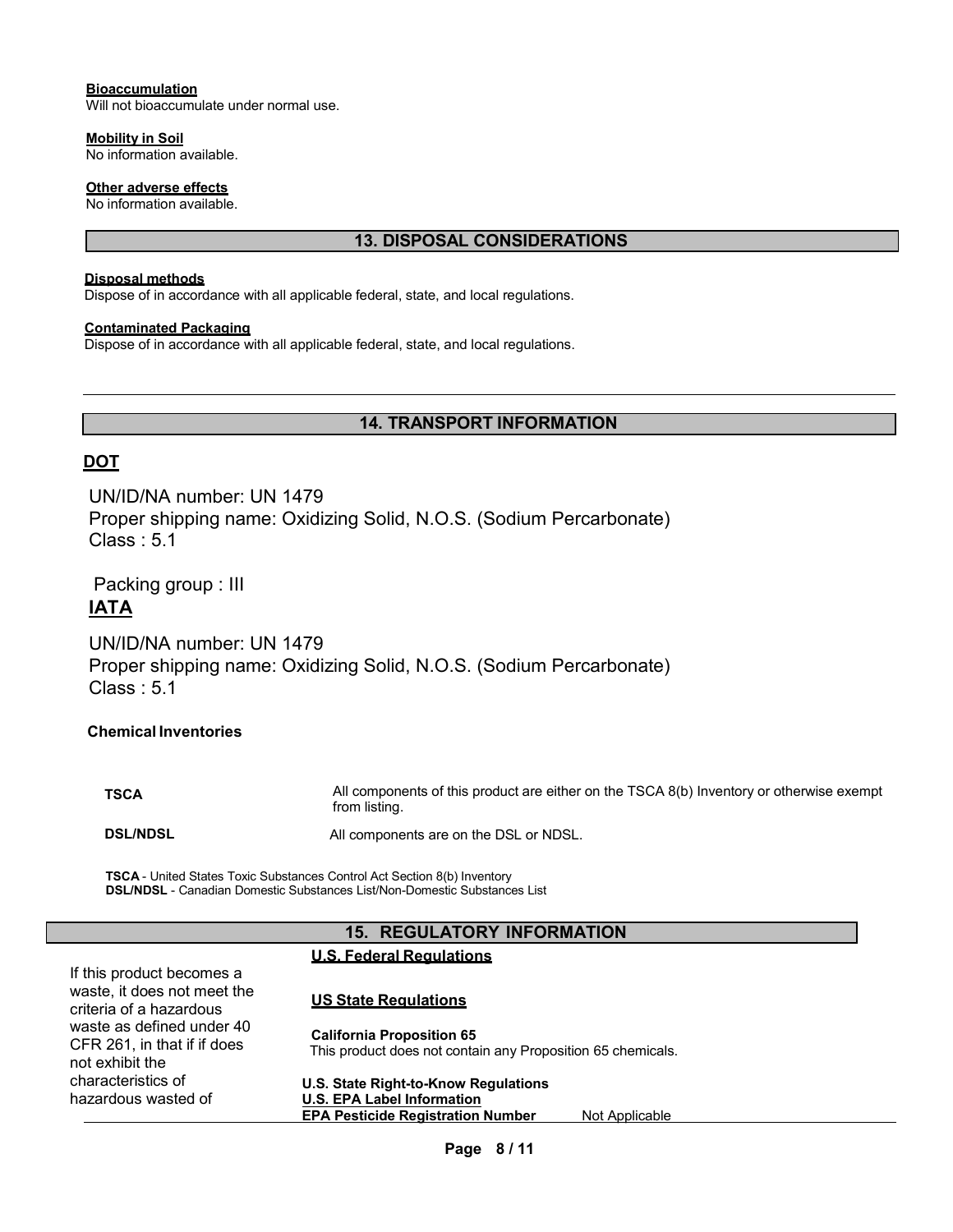**Bioaccumulation**
Will not bioaccumulate under normal use.

**Mobility in Soil**
No information available.

**Other adverse effects**
No information available.

## 13. DISPOSAL CONSIDERATIONS

**Disposal methods**
Dispose of in accordance with all applicable federal, state, and local regulations.

**Contaminated Packaging**
Dispose of in accordance with all applicable federal, state, and local regulations.

---

## 14. TRANSPORT INFORMATION

### DOT

UN/ID/NA number: UN 1479
Proper shipping name: Oxidizing Solid, N.O.S. (Sodium Percarbonate)
Class : 5.1

Packing group : III

### IATA

UN/ID/NA number: UN 1479
Proper shipping name: Oxidizing Solid, N.O.S. (Sodium Percarbonate)
Class : 5.1

**Chemical Inventories**

| | |
|---|---|
| **TSCA** | All components of this product are either on the TSCA 8(b) Inventory or otherwise exempt from listing. |
| **DSL/NDSL** | All components are on the DSL or NDSL. |

**TSCA** - United States Toxic Substances Control Act Section 8(b) Inventory
**DSL/NDSL** - Canadian Domestic Substances List/Non-Domestic Substances List

## 15. REGULATORY INFORMATION

**U.S. Federal Regulations**

If this product becomes a waste, it does not meet the criteria of a hazardous waste as defined under 40 CFR 261, in that if does not exhibit the characteristics of hazardous wasted of

**US State Regulations**

**California Proposition 65**
This product does not contain any Proposition 65 chemicals.

**U.S. State Right-to-Know Regulations**

**U.S. EPA Label Information**

**EPA Pesticide Registration Number** Not Applicable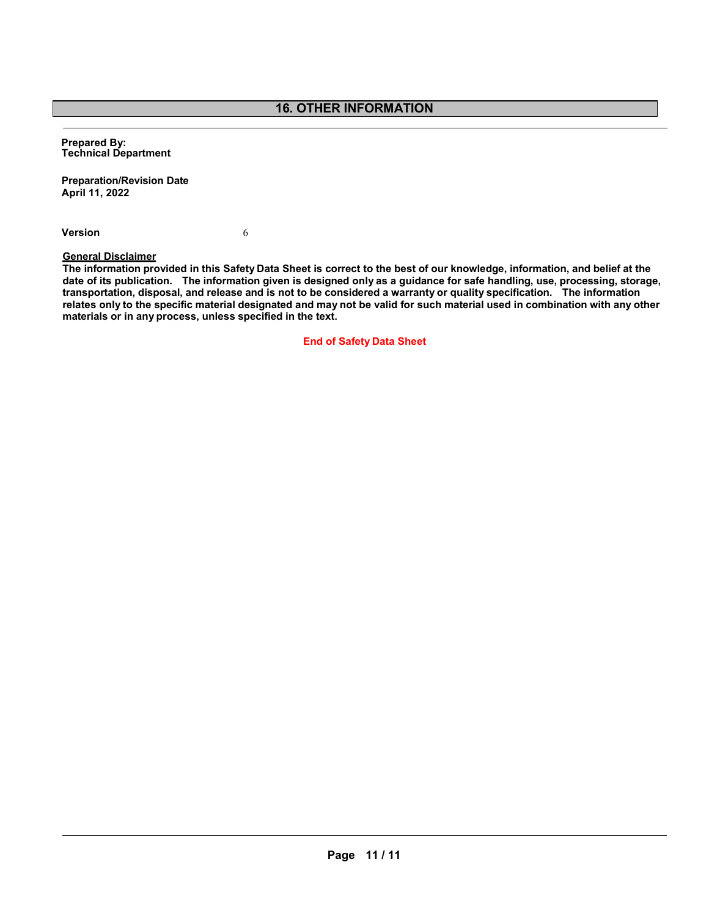## 16. OTHER INFORMATION

**Prepared By:**
**Technical Department**

**Preparation/Revision Date**
**April 11, 2022**

**Version** 6

**General Disclaimer**
**The information provided in this Safety Data Sheet is correct to the best of our knowledge, information, and belief at the date of its publication. The information given is designed only as a guidance for safe handling, use, processing, storage, transportation, disposal, and release and is not to be considered a warranty or quality specification. The information relates only to the specific material designated and may not be valid for such material used in combination with any other materials or in any process, unless specified in the text.**

**End of Safety Data Sheet**